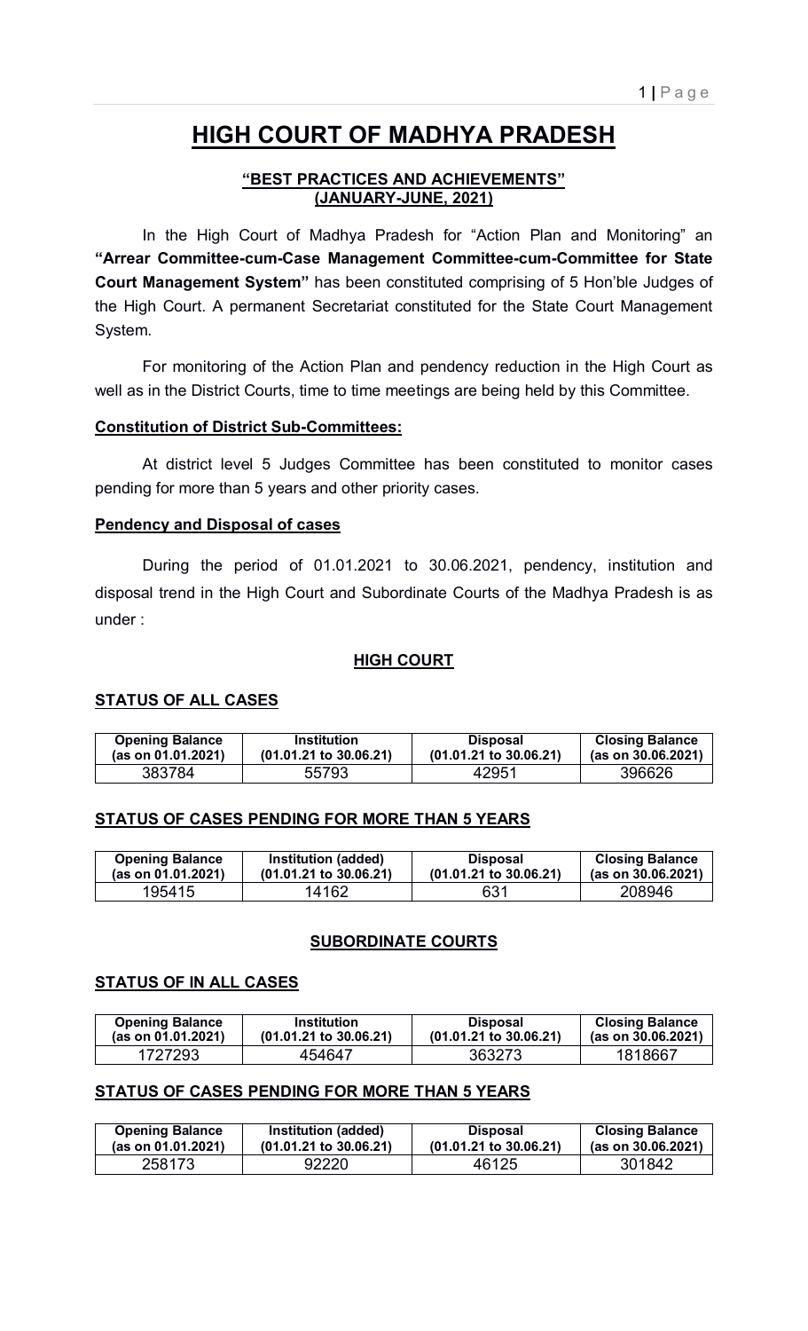# HIGH COURT OF MADHYA PRADESH

## "BEST PRACTICES AND ACHIEVEMENTS" (JANUARY-JUNE, 2021)

In the High Court of Madhya Pradesh for "Action Plan and Monitoring" an **"Arrear Committee-cum-Case Management Committee-cum-Committee for State Court Management System"** has been constituted comprising of 5 Hon'ble Judges of the High Court. A permanent Secretariat constituted for the State Court Management System.

For monitoring of the Action Plan and pendency reduction in the High Court as well as in the District Courts, time to time meetings are being held by this Committee.

### Constitution of District Sub-Committees:

At district level 5 Judges Committee has been constituted to monitor cases pending for more than 5 years and other priority cases.

### Pendency and Disposal of cases

During the period of 01.01.2021 to 30.06.2021, pendency, institution and disposal trend in the High Court and Subordinate Courts of the Madhya Pradesh is as under :

### HIGH COURT

#### STATUS OF ALL CASES

| Opening Balance (as on 01.01.2021) | Institution (01.01.21 to 30.06.21) | Disposal (01.01.21 to 30.06.21) | Closing Balance (as on 30.06.2021) |
|---|---|---|---|
| 383784 | 55793 | 42951 | 396626 |

#### STATUS OF CASES PENDING FOR MORE THAN 5 YEARS

| Opening Balance (as on 01.01.2021) | Institution (added) (01.01.21 to 30.06.21) | Disposal (01.01.21 to 30.06.21) | Closing Balance (as on 30.06.2021) |
|---|---|---|---|
| 195415 | 14162 | 631 | 208946 |

### SUBORDINATE COURTS

#### STATUS OF IN ALL CASES

| Opening Balance (as on 01.01.2021) | Institution (01.01.21 to 30.06.21) | Disposal (01.01.21 to 30.06.21) | Closing Balance (as on 30.06.2021) |
|---|---|---|---|
| 1727293 | 454647 | 363273 | 1818667 |

#### STATUS OF CASES PENDING FOR MORE THAN 5 YEARS

| Opening Balance (as on 01.01.2021) | Institution (added) (01.01.21 to 30.06.21) | Disposal (01.01.21 to 30.06.21) | Closing Balance (as on 30.06.2021) |
|---|---|---|---|
| 258173 | 92220 | 46125 | 301842 |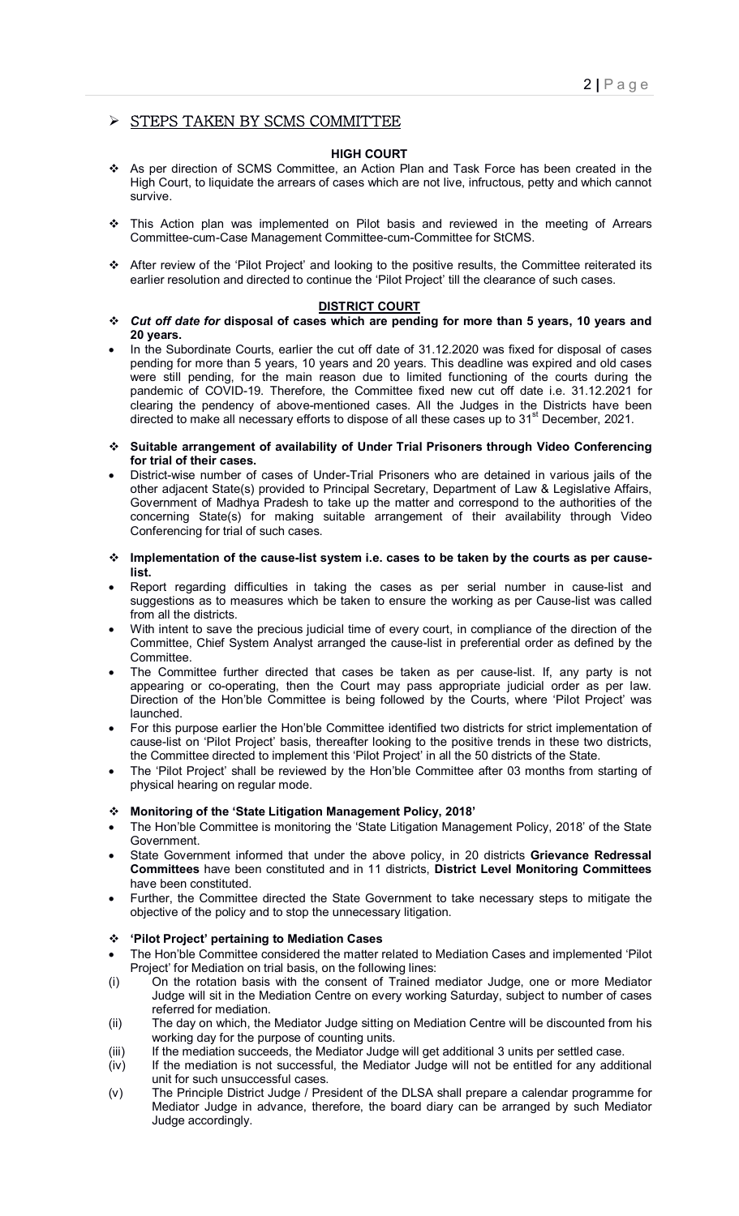## ➢ STEPS TAKEN BY SCMS COMMITTEE

### HIGH COURT

- ❖ As per direction of SCMS Committee, an Action Plan and Task Force has been created in the High Court, to liquidate the arrears of cases which are not live, infructous, petty and which cannot survive.
- ❖ This Action plan was implemented on Pilot basis and reviewed in the meeting of Arrears Committee-cum-Case Management Committee-cum-Committee for StCMS.
- ❖ After review of the 'Pilot Project' and looking to the positive results, the Committee reiterated its earlier resolution and directed to continue the 'Pilot Project' till the clearance of such cases.

### DISTRICT COURT

❖ ***Cut off date for*** **disposal of cases which are pending for more than 5 years, 10 years and 20 years.**

- In the Subordinate Courts, earlier the cut off date of 31.12.2020 was fixed for disposal of cases pending for more than 5 years, 10 years and 20 years. This deadline was expired and old cases were still pending, for the main reason due to limited functioning of the courts during the pandemic of COVID-19. Therefore, the Committee fixed new cut off date i.e. 31.12.2021 for clearing the pendency of above-mentioned cases. All the Judges in the Districts have been directed to make all necessary efforts to dispose of all these cases up to 31st December, 2021.

❖ **Suitable arrangement of availability of Under Trial Prisoners through Video Conferencing for trial of their cases.**

- District-wise number of cases of Under-Trial Prisoners who are detained in various jails of the other adjacent State(s) provided to Principal Secretary, Department of Law & Legislative Affairs, Government of Madhya Pradesh to take up the matter and correspond to the authorities of the concerning State(s) for making suitable arrangement of their availability through Video Conferencing for trial of such cases.

❖ **Implementation of the cause-list system i.e. cases to be taken by the courts as per cause-list.**

- Report regarding difficulties in taking the cases as per serial number in cause-list and suggestions as to measures which be taken to ensure the working as per Cause-list was called from all the districts.
- With intent to save the precious judicial time of every court, in compliance of the direction of the Committee, Chief System Analyst arranged the cause-list in preferential order as defined by the Committee.
- The Committee further directed that cases be taken as per cause-list. If, any party is not appearing or co-operating, then the Court may pass appropriate judicial order as per law. Direction of the Hon'ble Committee is being followed by the Courts, where 'Pilot Project' was launched.
- For this purpose earlier the Hon'ble Committee identified two districts for strict implementation of cause-list on 'Pilot Project' basis, thereafter looking to the positive trends in these two districts, the Committee directed to implement this 'Pilot Project' in all the 50 districts of the State.
- The 'Pilot Project' shall be reviewed by the Hon'ble Committee after 03 months from starting of physical hearing on regular mode.

❖ **Monitoring of the 'State Litigation Management Policy, 2018'**

- The Hon'ble Committee is monitoring the 'State Litigation Management Policy, 2018' of the State Government.
- State Government informed that under the above policy, in 20 districts **Grievance Redressal Committees** have been constituted and in 11 districts, **District Level Monitoring Committees** have been constituted.
- Further, the Committee directed the State Government to take necessary steps to mitigate the objective of the policy and to stop the unnecessary litigation.

❖ **'Pilot Project' pertaining to Mediation Cases**

- The Hon'ble Committee considered the matter related to Mediation Cases and implemented 'Pilot Project' for Mediation on trial basis, on the following lines:

(i) On the rotation basis with the consent of Trained mediator Judge, one or more Mediator Judge will sit in the Mediation Centre on every working Saturday, subject to number of cases referred for mediation.

(ii) The day on which, the Mediator Judge sitting on Mediation Centre will be discounted from his working day for the purpose of counting units.

(iii) If the mediation succeeds, the Mediator Judge will get additional 3 units per settled case.

(iv) If the mediation is not successful, the Mediator Judge will not be entitled for any additional unit for such unsuccessful cases.

(v) The Principle District Judge / President of the DLSA shall prepare a calendar programme for Mediator Judge in advance, therefore, the board diary can be arranged by such Mediator Judge accordingly.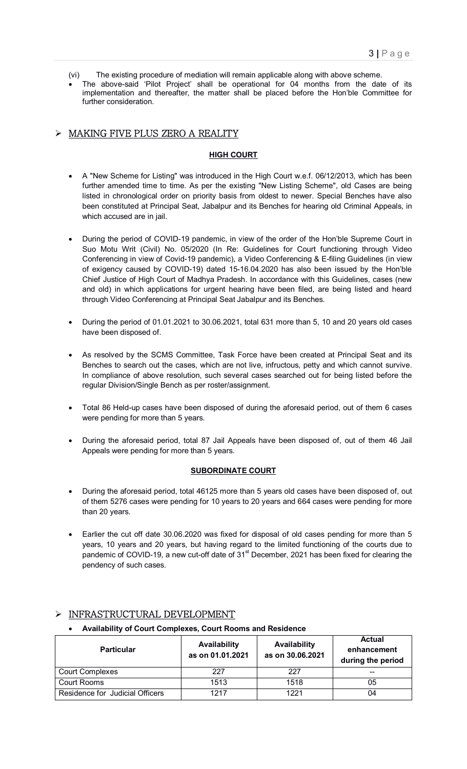(vi) The existing procedure of mediation will remain applicable along with above scheme.

- The above-said 'Pilot Project' shall be operational for 04 months from the date of its implementation and thereafter, the matter shall be placed before the Hon'ble Committee for further consideration.

## MAKING FIVE PLUS ZERO A REALITY

### HIGH COURT

- A "New Scheme for Listing" was introduced in the High Court w.e.f. 06/12/2013, which has been further amended time to time. As per the existing "New Listing Scheme", old Cases are being listed in chronological order on priority basis from oldest to newer. Special Benches have also been constituted at Principal Seat, Jabalpur and its Benches for hearing old Criminal Appeals, in which accused are in jail.

- During the period of COVID-19 pandemic, in view of the order of the Hon'ble Supreme Court in Suo Motu Writ (Civil) No. 05/2020 (In Re: Guidelines for Court functioning through Video Conferencing in view of Covid-19 pandemic), a Video Conferencing & E-filing Guidelines (in view of exigency caused by COVID-19) dated 15-16.04.2020 has also been issued by the Hon'ble Chief Justice of High Court of Madhya Pradesh. In accordance with this Guidelines, cases (new and old) in which applications for urgent hearing have been filed, are being listed and heard through Video Conferencing at Principal Seat Jabalpur and its Benches.

- During the period of 01.01.2021 to 30.06.2021, total 631 more than 5, 10 and 20 years old cases have been disposed of.

- As resolved by the SCMS Committee, Task Force have been created at Principal Seat and its Benches to search out the cases, which are not live, infructous, petty and which cannot survive. In compliance of above resolution, such several cases searched out for being listed before the regular Division/Single Bench as per roster/assignment.

- Total 86 Held-up cases have been disposed of during the aforesaid period, out of them 6 cases were pending for more than 5 years.

- During the aforesaid period, total 87 Jail Appeals have been disposed of, out of them 46 Jail Appeals were pending for more than 5 years.

### SUBORDINATE COURT

- During the aforesaid period, total 46125 more than 5 years old cases have been disposed of, out of them 5276 cases were pending for 10 years to 20 years and 664 cases were pending for more than 20 years.

- Earlier the cut off date 30.06.2020 was fixed for disposal of old cases pending for more than 5 years, 10 years and 20 years, but having regard to the limited functioning of the courts due to pandemic of COVID-19, a new cut-off date of 31st December, 2021 has been fixed for clearing the pendency of such cases.

## INFRASTRUCTURAL DEVELOPMENT

- **Availability of Court Complexes, Court Rooms and Residence**

| Particular | Availability as on 01.01.2021 | Availability as on 30.06.2021 | Actual enhancement during the period |
|---|---|---|---|
| Court Complexes | 227 | 227 | -- |
| Court Rooms | 1513 | 1518 | 05 |
| Residence for Judicial Officers | 1217 | 1221 | 04 |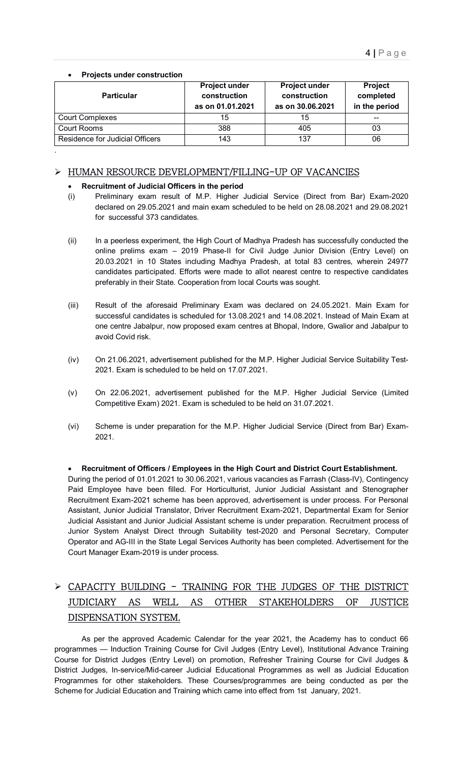- **Projects under construction**

| Particular | Project under construction as on 01.01.2021 | Project under construction as on 30.06.2021 | Project completed in the period |
|---|---|---|---|
| Court Complexes | 15 | 15 | -- |
| Court Rooms | 388 | 405 | 03 |
| Residence for Judicial Officers | 143 | 137 | 06 |

## ➢ HUMAN RESOURCE DEVELOPMENT/FILLING-UP OF VACANCIES

- **Recruitment of Judicial Officers in the period**

(i) Preliminary exam result of M.P. Higher Judicial Service (Direct from Bar) Exam-2020 declared on 29.05.2021 and main exam scheduled to be held on 28.08.2021 and 29.08.2021 for successful 373 candidates.

(ii) In a peerless experiment, the High Court of Madhya Pradesh has successfully conducted the online prelims exam – 2019 Phase-II for Civil Judge Junior Division (Entry Level) on 20.03.2021 in 10 States including Madhya Pradesh, at total 83 centres, wherein 24977 candidates participated. Efforts were made to allot nearest centre to respective candidates preferably in their State. Cooperation from local Courts was sought.

(iii) Result of the aforesaid Preliminary Exam was declared on 24.05.2021. Main Exam for successful candidates is scheduled for 13.08.2021 and 14.08.2021. Instead of Main Exam at one centre Jabalpur, now proposed exam centres at Bhopal, Indore, Gwalior and Jabalpur to avoid Covid risk.

(iv) On 21.06.2021, advertisement published for the M.P. Higher Judicial Service Suitability Test-2021. Exam is scheduled to be held on 17.07.2021.

(v) On 22.06.2021, advertisement published for the M.P. Higher Judicial Service (Limited Competitive Exam) 2021. Exam is scheduled to be held on 31.07.2021.

(vi) Scheme is under preparation for the M.P. Higher Judicial Service (Direct from Bar) Exam-2021.

- **Recruitment of Officers / Employees in the High Court and District Court Establishment.**

During the period of 01.01.2021 to 30.06.2021, various vacancies as Farrash (Class-IV), Contingency Paid Employee have been filled. For Horticulturist, Junior Judicial Assistant and Stenographer Recruitment Exam-2021 scheme has been approved, advertisement is under process. For Personal Assistant, Junior Judicial Translator, Driver Recruitment Exam-2021, Departmental Exam for Senior Judicial Assistant and Junior Judicial Assistant scheme is under preparation. Recruitment process of Junior System Analyst Direct through Suitability test-2020 and Personal Secretary, Computer Operator and AG-III in the State Legal Services Authority has been completed. Advertisement for the Court Manager Exam-2019 is under process.

## ➢ CAPACITY BUILDING - TRAINING FOR THE JUDGES OF THE DISTRICT JUDICIARY AS WELL AS OTHER STAKEHOLDERS OF JUSTICE DISPENSATION SYSTEM.

As per the approved Academic Calendar for the year 2021, the Academy has to conduct 66 programmes — Induction Training Course for Civil Judges (Entry Level), Institutional Advance Training Course for District Judges (Entry Level) on promotion, Refresher Training Course for Civil Judges & District Judges, In-service/Mid-career Judicial Educational Programmes as well as Judicial Education Programmes for other stakeholders. These Courses/programmes are being conducted as per the Scheme for Judicial Education and Training which came into effect from 1st January, 2021.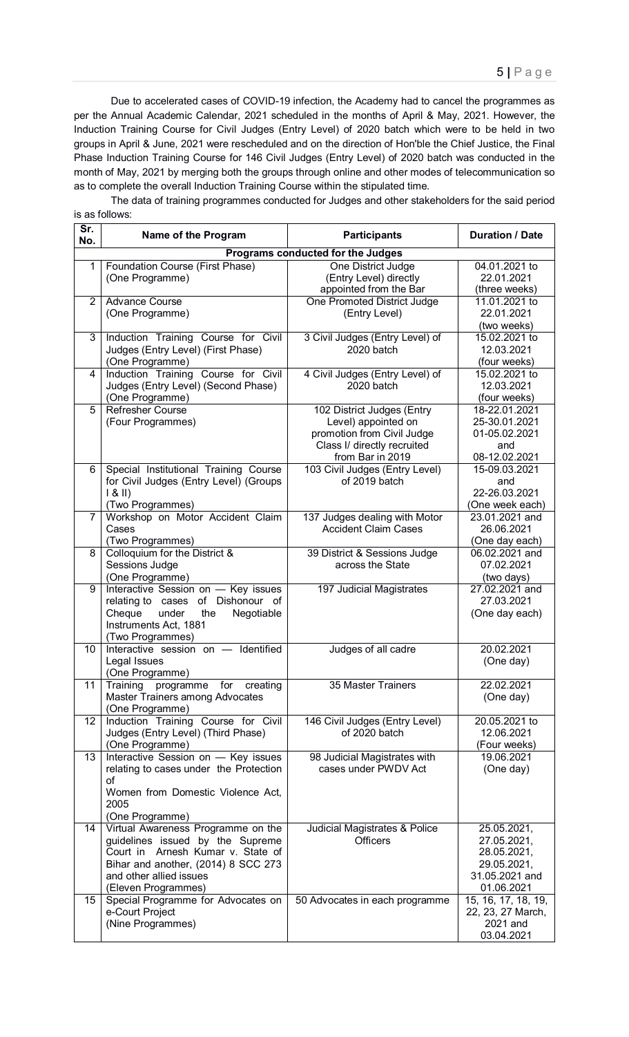Due to accelerated cases of COVID-19 infection, the Academy had to cancel the programmes as per the Annual Academic Calendar, 2021 scheduled in the months of April & May, 2021. However, the Induction Training Course for Civil Judges (Entry Level) of 2020 batch which were to be held in two groups in April & June, 2021 were rescheduled and on the direction of Hon'ble the Chief Justice, the Final Phase Induction Training Course for 146 Civil Judges (Entry Level) of 2020 batch was conducted in the month of May, 2021 by merging both the groups through online and other modes of telecommunication so as to complete the overall Induction Training Course within the stipulated time.

The data of training programmes conducted for Judges and other stakeholders for the said period is as follows:

| Sr. No. | Name of the Program | Participants | Duration / Date |
|---|---|---|---|
| | **Programs conducted for the Judges** | | |
| 1 | Foundation Course (First Phase) (One Programme) | One District Judge (Entry Level) directly appointed from the Bar | 04.01.2021 to 22.01.2021 (three weeks) |
| 2 | Advance Course (One Programme) | One Promoted District Judge (Entry Level) | 11.01.2021 to 22.01.2021 (two weeks) |
| 3 | Induction Training Course for Civil Judges (Entry Level) (First Phase) (One Programme) | 3 Civil Judges (Entry Level) of 2020 batch | 15.02.2021 to 12.03.2021 (four weeks) |
| 4 | Induction Training Course for Civil Judges (Entry Level) (Second Phase) (One Programme) | 4 Civil Judges (Entry Level) of 2020 batch | 15.02.2021 to 12.03.2021 (four weeks) |
| 5 | Refresher Course (Four Programmes) | 102 District Judges (Entry Level) appointed on promotion from Civil Judge Class I/ directly recruited from Bar in 2019 | 18-22.01.2021 25-30.01.2021 01-05.02.2021 and 08-12.02.2021 |
| 6 | Special Institutional Training Course for Civil Judges (Entry Level) (Groups I & II) (Two Programmes) | 103 Civil Judges (Entry Level) of 2019 batch | 15-09.03.2021 and 22-26.03.2021 (One week each) |
| 7 | Workshop on Motor Accident Claim Cases (Two Programmes) | 137 Judges dealing with Motor Accident Claim Cases | 23.01.2021 and 26.06.2021 (One day each) |
| 8 | Colloquium for the District & Sessions Judge (One Programme) | 39 District & Sessions Judge across the State | 06.02.2021 and 07.02.2021 (two days) |
| 9 | Interactive Session on — Key issues relating to cases of Dishonour of Cheque under the Negotiable Instruments Act, 1881 (Two Programmes) | 197 Judicial Magistrates | 27.02.2021 and 27.03.2021 (One day each) |
| 10 | Interactive session on — Identified Legal Issues (One Programme) | Judges of all cadre | 20.02.2021 (One day) |
| 11 | Training programme for creating Master Trainers among Advocates (One Programme) | 35 Master Trainers | 22.02.2021 (One day) |
| 12 | Induction Training Course for Civil Judges (Entry Level) (Third Phase) (One Programme) | 146 Civil Judges (Entry Level) of 2020 batch | 20.05.2021 to 12.06.2021 (Four weeks) |
| 13 | Interactive Session on — Key issues relating to cases under the Protection of Women from Domestic Violence Act, 2005 (One Programme) | 98 Judicial Magistrates with cases under PWDV Act | 19.06.2021 (One day) |
| 14 | Virtual Awareness Programme on the guidelines issued by the Supreme Court in Arnesh Kumar v. State of Bihar and another, (2014) 8 SCC 273 and other allied issues (Eleven Programmes) | Judicial Magistrates & Police Officers | 25.05.2021, 27.05.2021, 28.05.2021, 29.05.2021, 31.05.2021 and 01.06.2021 |
| 15 | Special Programme for Advocates on e-Court Project (Nine Programmes) | 50 Advocates in each programme | 15, 16, 17, 18, 19, 22, 23, 27 March, 2021 and 03.04.2021 |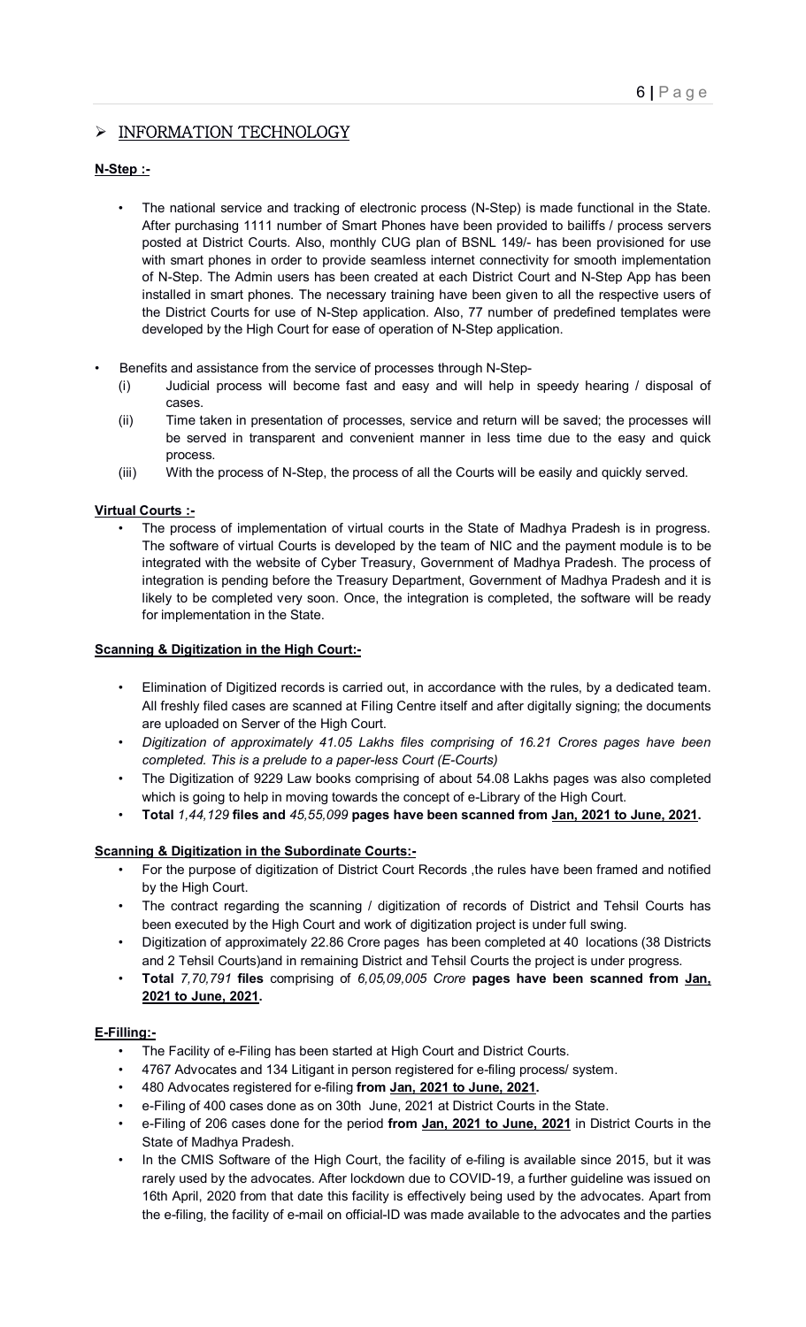## ➢ INFORMATION TECHNOLOGY

**N-Step :-**

- The national service and tracking of electronic process (N-Step) is made functional in the State. After purchasing 1111 number of Smart Phones have been provided to bailiffs / process servers posted at District Courts. Also, monthly CUG plan of BSNL 149/- has been provisioned for use with smart phones in order to provide seamless internet connectivity for smooth implementation of N-Step. The Admin users has been created at each District Court and N-Step App has been installed in smart phones. The necessary training have been given to all the respective users of the District Courts for use of N-Step application. Also, 77 number of predefined templates were developed by the High Court for ease of operation of N-Step application.

- Benefits and assistance from the service of processes through N-Step-
  - (i) Judicial process will become fast and easy and will help in speedy hearing / disposal of cases.
  - (ii) Time taken in presentation of processes, service and return will be saved; the processes will be served in transparent and convenient manner in less time due to the easy and quick process.
  - (iii) With the process of N-Step, the process of all the Courts will be easily and quickly served.

**Virtual Courts :-**

- The process of implementation of virtual courts in the State of Madhya Pradesh is in progress. The software of virtual Courts is developed by the team of NIC and the payment module is to be integrated with the website of Cyber Treasury, Government of Madhya Pradesh. The process of integration is pending before the Treasury Department, Government of Madhya Pradesh and it is likely to be completed very soon. Once, the integration is completed, the software will be ready for implementation in the State.

**Scanning & Digitization in the High Court:-**

- Elimination of Digitized records is carried out, in accordance with the rules, by a dedicated team. All freshly filed cases are scanned at Filing Centre itself and after digitally signing; the documents are uploaded on Server of the High Court.
- *Digitization of approximately 41.05 Lakhs files comprising of 16.21 Crores pages have been completed. This is a prelude to a paper-less Court (E-Courts)*
- The Digitization of 9229 Law books comprising of about 54.08 Lakhs pages was also completed which is going to help in moving towards the concept of e-Library of the High Court.
- **Total** *1,44,129* **files and** *45,55,099* **pages have been scanned from Jan, 2021 to June, 2021.**

**Scanning & Digitization in the Subordinate Courts:-**

- For the purpose of digitization of District Court Records ,the rules have been framed and notified by the High Court.
- The contract regarding the scanning / digitization of records of District and Tehsil Courts has been executed by the High Court and work of digitization project is under full swing.
- Digitization of approximately 22.86 Crore pages has been completed at 40 locations (38 Districts and 2 Tehsil Courts)and in remaining District and Tehsil Courts the project is under progress.
- **Total** *7,70,791* **files** comprising of *6,05,09,005 Crore* **pages have been scanned from Jan, 2021 to June, 2021.**

**E-Filling:-**

- The Facility of e-Filing has been started at High Court and District Courts.
- 4767 Advocates and 134 Litigant in person registered for e-filing process/ system.
- 480 Advocates registered for e-filing **from Jan, 2021 to June, 2021.**
- e-Filing of 400 cases done as on 30th June, 2021 at District Courts in the State.
- e-Filing of 206 cases done for the period **from Jan, 2021 to June, 2021** in District Courts in the State of Madhya Pradesh.
- In the CMIS Software of the High Court, the facility of e-filing is available since 2015, but it was rarely used by the advocates. After lockdown due to COVID-19, a further guideline was issued on 16th April, 2020 from that date this facility is effectively being used by the advocates. Apart from the e-filing, the facility of e-mail on official-ID was made available to the advocates and the parties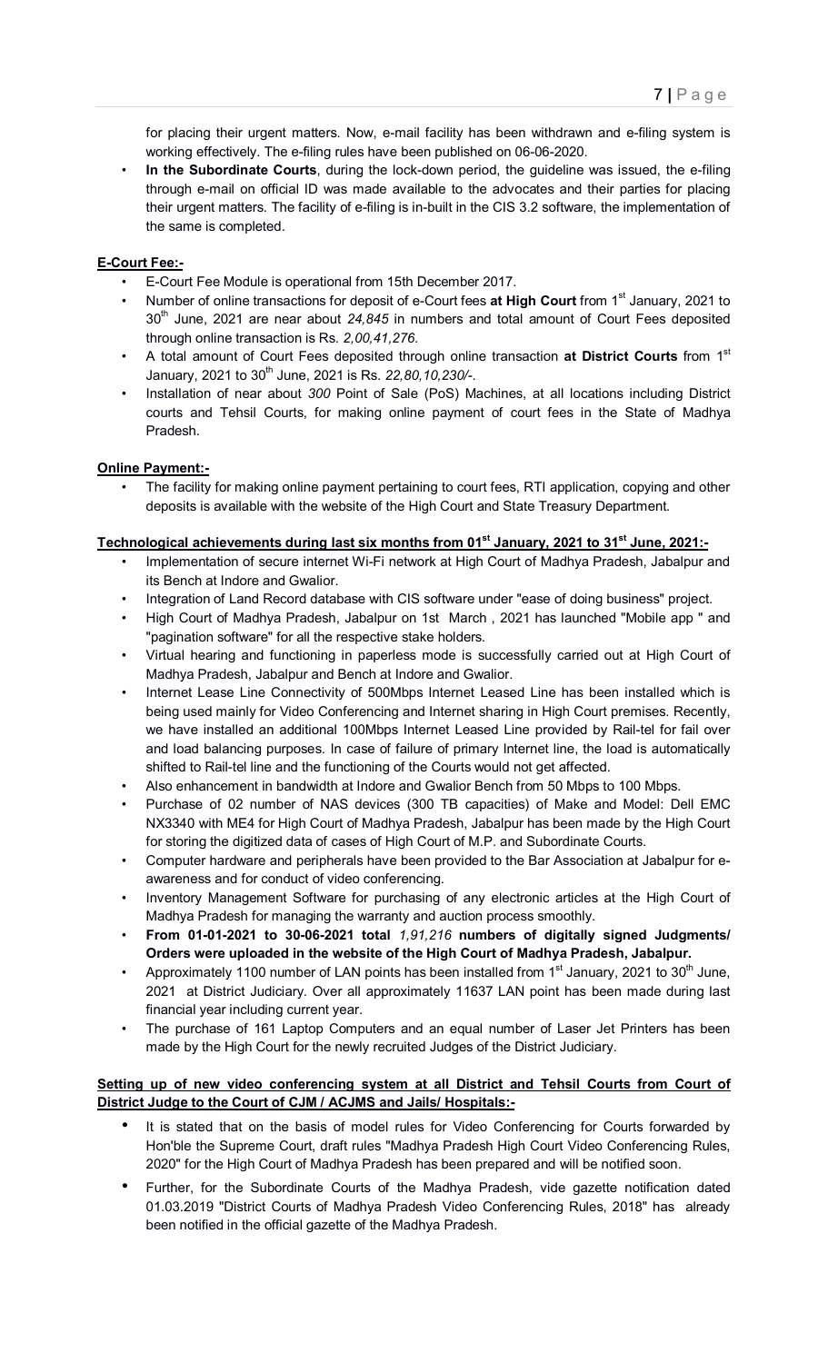for placing their urgent matters. Now, e-mail facility has been withdrawn and e-filing system is working effectively. The e-filing rules have been published on 06-06-2020.

- **In the Subordinate Courts**, during the lock-down period, the guideline was issued, the e-filing through e-mail on official ID was made available to the advocates and their parties for placing their urgent matters. The facility of e-filing is in-built in the CIS 3.2 software, the implementation of the same is completed.

**E-Court Fee:-**

- E-Court Fee Module is operational from 15th December 2017.
- Number of online transactions for deposit of e-Court fees **at High Court** from 1st January, 2021 to 30th June, 2021 are near about *24,845* in numbers and total amount of Court Fees deposited through online transaction is Rs. *2,00,41,276*.
- A total amount of Court Fees deposited through online transaction **at District Courts** from 1st January, 2021 to 30th June, 2021 is Rs. *22,80,10,230/-*.
- Installation of near about *300* Point of Sale (PoS) Machines, at all locations including District courts and Tehsil Courts, for making online payment of court fees in the State of Madhya Pradesh.

**Online Payment:-**

- The facility for making online payment pertaining to court fees, RTI application, copying and other deposits is available with the website of the High Court and State Treasury Department.

**Technological achievements during last six months from 01st January, 2021 to 31st June, 2021:-**

- Implementation of secure internet Wi-Fi network at High Court of Madhya Pradesh, Jabalpur and its Bench at Indore and Gwalior.
- Integration of Land Record database with CIS software under "ease of doing business" project.
- High Court of Madhya Pradesh, Jabalpur on 1st March , 2021 has launched "Mobile app " and "pagination software" for all the respective stake holders.
- Virtual hearing and functioning in paperless mode is successfully carried out at High Court of Madhya Pradesh, Jabalpur and Bench at Indore and Gwalior.
- Internet Lease Line Connectivity of 500Mbps Internet Leased Line has been installed which is being used mainly for Video Conferencing and Internet sharing in High Court premises. Recently, we have installed an additional 100Mbps Internet Leased Line provided by Rail-tel for fail over and load balancing purposes. In case of failure of primary Internet line, the load is automatically shifted to Rail-tel line and the functioning of the Courts would not get affected.
- Also enhancement in bandwidth at Indore and Gwalior Bench from 50 Mbps to 100 Mbps.
- Purchase of 02 number of NAS devices (300 TB capacities) of Make and Model: Dell EMC NX3340 with ME4 for High Court of Madhya Pradesh, Jabalpur has been made by the High Court for storing the digitized data of cases of High Court of M.P. and Subordinate Courts.
- Computer hardware and peripherals have been provided to the Bar Association at Jabalpur for e-awareness and for conduct of video conferencing.
- Inventory Management Software for purchasing of any electronic articles at the High Court of Madhya Pradesh for managing the warranty and auction process smoothly.
- **From 01-01-2021 to 30-06-2021 total *1,91,216* numbers of digitally signed Judgments/ Orders were uploaded in the website of the High Court of Madhya Pradesh, Jabalpur.**
- Approximately 1100 number of LAN points has been installed from 1st January, 2021 to 30th June, 2021 at District Judiciary. Over all approximately 11637 LAN point has been made during last financial year including current year.
- The purchase of 161 Laptop Computers and an equal number of Laser Jet Printers has been made by the High Court for the newly recruited Judges of the District Judiciary.

**Setting up of new video conferencing system at all District and Tehsil Courts from Court of District Judge to the Court of CJM / ACJMS and Jails/ Hospitals:-**

- It is stated that on the basis of model rules for Video Conferencing for Courts forwarded by Hon'ble the Supreme Court, draft rules "Madhya Pradesh High Court Video Conferencing Rules, 2020" for the High Court of Madhya Pradesh has been prepared and will be notified soon.
- Further, for the Subordinate Courts of the Madhya Pradesh, vide gazette notification dated 01.03.2019 "District Courts of Madhya Pradesh Video Conferencing Rules, 2018" has already been notified in the official gazette of the Madhya Pradesh.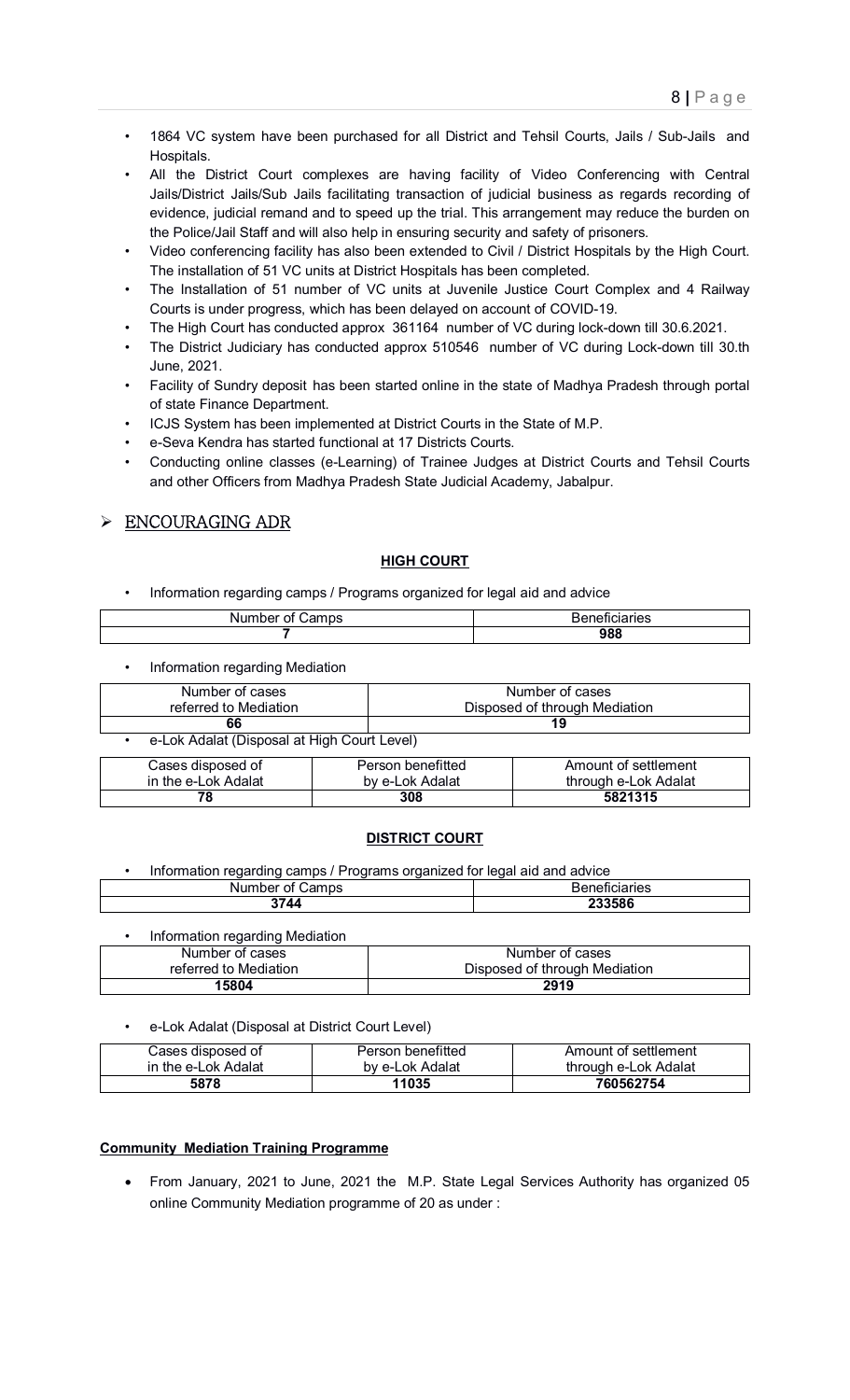- 1864 VC system have been purchased for all District and Tehsil Courts, Jails / Sub-Jails and Hospitals.
- All the District Court complexes are having facility of Video Conferencing with Central Jails/District Jails/Sub Jails facilitating transaction of judicial business as regards recording of evidence, judicial remand and to speed up the trial. This arrangement may reduce the burden on the Police/Jail Staff and will also help in ensuring security and safety of prisoners.
- Video conferencing facility has also been extended to Civil / District Hospitals by the High Court. The installation of 51 VC units at District Hospitals has been completed.
- The Installation of 51 number of VC units at Juvenile Justice Court Complex and 4 Railway Courts is under progress, which has been delayed on account of COVID-19.
- The High Court has conducted approx 361164 number of VC during lock-down till 30.6.2021.
- The District Judiciary has conducted approx 510546 number of VC during Lock-down till 30.th June, 2021.
- Facility of Sundry deposit has been started online in the state of Madhya Pradesh through portal of state Finance Department.
- ICJS System has been implemented at District Courts in the State of M.P.
- e-Seva Kendra has started functional at 17 Districts Courts.
- Conducting online classes (e-Learning) of Trainee Judges at District Courts and Tehsil Courts and other Officers from Madhya Pradesh State Judicial Academy, Jabalpur.

## ➢ ENCOURAGING ADR

### HIGH COURT

- Information regarding camps / Programs organized for legal aid and advice

| Number of Camps | Beneficiaries |
|---|---|
| **7** | **988** |

- Information regarding Mediation

| Number of cases referred to Mediation | Number of cases Disposed of through Mediation |
|---|---|
| **66** | **19** |

- e-Lok Adalat (Disposal at High Court Level)

| Cases disposed of in the e-Lok Adalat | Person benefitted by e-Lok Adalat | Amount of settlement through e-Lok Adalat |
|---|---|---|
| **78** | **308** | **5821315** |

### DISTRICT COURT

- Information regarding camps / Programs organized for legal aid and advice

| Number of Camps | Beneficiaries |
|---|---|
| **3744** | **233586** |

- Information regarding Mediation

| Number of cases referred to Mediation | Number of cases Disposed of through Mediation |
|---|---|
| **15804** | **2919** |

- e-Lok Adalat (Disposal at District Court Level)

| Cases disposed of in the e-Lok Adalat | Person benefitted by e-Lok Adalat | Amount of settlement through e-Lok Adalat |
|---|---|---|
| **5878** | **11035** | **760562754** |

**Community Mediation Training Programme**

- From January, 2021 to June, 2021 the M.P. State Legal Services Authority has organized 05 online Community Mediation programme of 20 as under :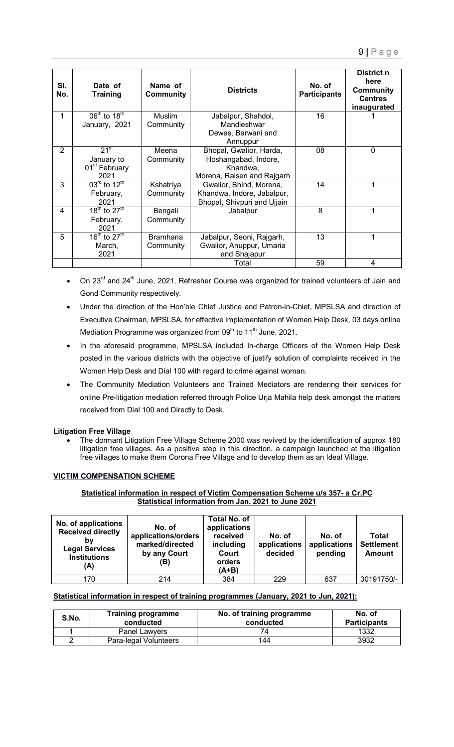| Sl. No. | Date of Training | Name of Community | Districts | No. of Participants | District n here Community Centres inaugurated |
|---|---|---|---|---|---|
| 1 | 06th to 18th January, 2021 | Muslim Community | Jabalpur, Shahdol, Mandleshwar Dewas, Barwani and Annuppur | 16 | 1 |
| 2 | 21st January to 01st February 2021 | Meena Community | Bhopal, Gwalior, Harda, Hoshangabad, Indore, Khandwa, Morena, Raisen and Rajgarh | 08 | 0 |
| 3 | 03rd to 12th February, 2021 | Kshatriya Community | Gwalior, Bhind, Morena, Khandwa, Indore, Jabalpur, Bhopal, Shivpuri and Ujjain | 14 | 1 |
| 4 | 18th to 27th February, 2021 | Bengali Community | Jabalpur | 8 | 1 |
| 5 | 16th to 27th March, 2021 | Bramhana Community | Jabalpur, Seoni, Rajgarh, Gwalior, Anuppur, Umaria and Shajapur | 13 | 1 |
| | | | Total | 59 | 4 |

- On 23rd and 24th June, 2021, Refresher Course was organized for trained volunteers of Jain and Gond Community respectively.
- Under the direction of the Hon'ble Chief Justice and Patron-in-Chief, MPSLSA and direction of Executive Chairman, MPSLSA, for effective implementation of Women Help Desk, 03 days online Mediation Programme was organized from 09th to 11th June, 2021.
- In the aforesaid programme, MPSLSA included In-charge Officers of the Women Help Desk posted in the various districts with the objective of justify solution of complaints received in the Women Help Desk and Dial 100 with regard to crime against woman.
- The Community Mediation Volunteers and Trained Mediators are rendering their services for online Pre-litigation mediation referred through Police Urja Mahila help desk amongst the matters received from Dial 100 and Directly to Desk.

**Litigation Free Village**

- The dormant Litigation Free Village Scheme 2000 was revived by the identification of approx 180 litigation free villages. As a positive step in this direction, a campaign launched at the litigation free villages to make them Corona Free Village and to develop them as an Ideal Village.

**VICTIM COMPENSATION SCHEME**

**Statistical information in respect of Victim Compensation Scheme u/s 357- a Cr.PC**
**Statistical information from Jan. 2021 to June 2021**

| No. of applications Received directly by Legal Services Institutions (A) | No. of applications/orders marked/directed by any Court (B) | Total No. of applications received including Court orders (A+B) | No. of applications decided | No. of applications pending | Total Settlement Amount |
|---|---|---|---|---|---|
| 170 | 214 | 384 | 229 | 637 | 30191750/- |

**Statistical information in respect of training programmes (January, 2021 to Jun, 2021):**

| S.No. | Training programme conducted | No. of training programme conducted | No. of Participants |
|---|---|---|---|
| 1 | Panel Lawyers | 74 | 1332 |
| 2 | Para-legal Volunteers | 144 | 3932 |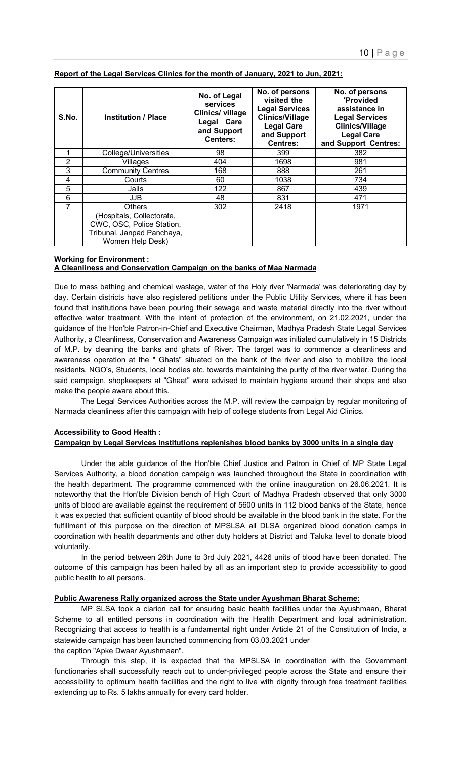**Report of the Legal Services Clinics for the month of January, 2021 to Jun, 2021:**

| S.No. | Institution / Place | No. of Legal services Clinics/ village Legal Care and Support Centers: | No. of persons visited the Legal Services Clinics/Village Legal Care and Support Centres: | No. of persons 'Provided assistance in Legal Services Clinics/Village Legal Care and Support Centres: |
|---|---|---|---|---|
| 1 | College/Universities | 98 | 399 | 382 |
| 2 | Villages | 404 | 1698 | 981 |
| 3 | Community Centres | 168 | 888 | 261 |
| 4 | Courts | 60 | 1038 | 734 |
| 5 | Jails | 122 | 867 | 439 |
| 6 | JJB | 48 | 831 | 471 |
| 7 | Others (Hospitals, Collectorate, CWC, OSC, Police Station, Tribunal, Janpad Panchaya, Women Help Desk) | 302 | 2418 | 1971 |

**Working for Environment :**
**A Cleanliness and Conservation Campaign on the banks of Maa Narmada**

Due to mass bathing and chemical wastage, water of the Holy river 'Narmada' was deteriorating day by day. Certain districts have also registered petitions under the Public Utility Services, where it has been found that institutions have been pouring their sewage and waste material directly into the river without effective water treatment. With the intent of protection of the environment, on 21.02.2021, under the guidance of the Hon'ble Patron-in-Chief and Executive Chairman, Madhya Pradesh State Legal Services Authority, a Cleanliness, Conservation and Awareness Campaign was initiated cumulatively in 15 Districts of M.P. by cleaning the banks and ghats of River. The target was to commence a cleanliness and awareness operation at the " Ghats" situated on the bank of the river and also to mobilize the local residents, NGO's, Students, local bodies etc. towards maintaining the purity of the river water. During the said campaign, shopkeepers at "Ghaat" were advised to maintain hygiene around their shops and also make the people aware about this.

The Legal Services Authorities across the M.P. will review the campaign by regular monitoring of Narmada cleanliness after this campaign with help of college students from Legal Aid Clinics.

**Accessibility to Good Health :**
**Campaign by Legal Services Institutions replenishes blood banks by 3000 units in a single day**

Under the able guidance of the Hon'ble Chief Justice and Patron in Chief of MP State Legal Services Authority, a blood donation campaign was launched throughout the State in coordination with the health department. The programme commenced with the online inauguration on 26.06.2021. It is noteworthy that the Hon'ble Division bench of High Court of Madhya Pradesh observed that only 3000 units of blood are available against the requirement of 5600 units in 112 blood banks of the State, hence it was expected that sufficient quantity of blood should be available in the blood bank in the state. For the fulfillment of this purpose on the direction of MPSLSA all DLSA organized blood donation camps in coordination with health departments and other duty holders at District and Taluka level to donate blood voluntarily.

In the period between 26th June to 3rd July 2021, 4426 units of blood have been donated. The outcome of this campaign has been hailed by all as an important step to provide accessibility to good public health to all persons.

**Public Awareness Rally organized across the State under Ayushman Bharat Scheme:**

MP SLSA took a clarion call for ensuring basic health facilities under the Ayushmaan, Bharat Scheme to all entitled persons in coordination with the Health Department and local administration. Recognizing that access to health is a fundamental right under Article 21 of the Constitution of India, a statewide campaign has been launched commencing from 03.03.2021 under the caption "Apke Dwaar Ayushmaan".

Through this step, it is expected that the MPSLSA in coordination with the Government functionaries shall successfully reach out to under-privileged people across the State and ensure their accessibility to optimum health facilities and the right to live with dignity through free treatment facilities extending up to Rs. 5 lakhs annually for every card holder.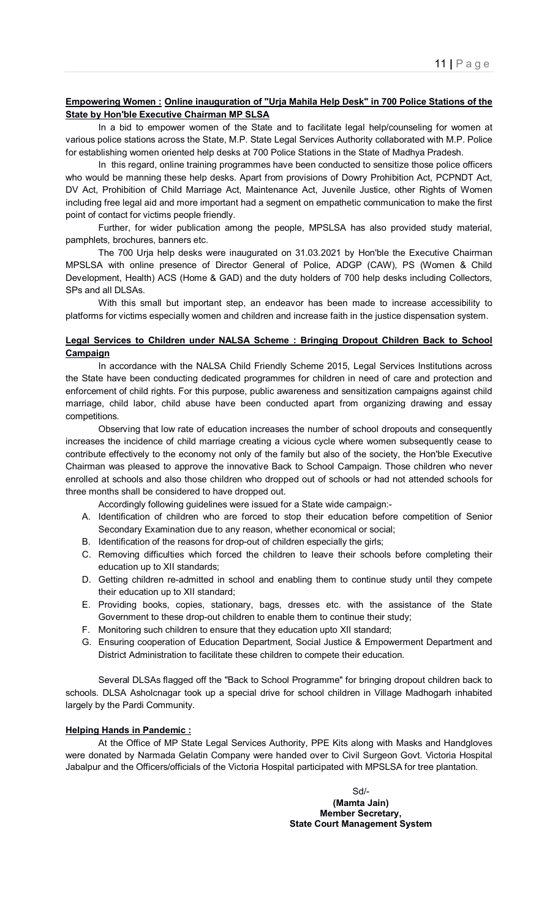**Empowering Women : Online inauguration of "Urja Mahila Help Desk" in 700 Police Stations of the State by Hon'ble Executive Chairman MP SLSA**

In a bid to empower women of the State and to facilitate legal help/counseling for women at various police stations across the State, M.P. State Legal Services Authority collaborated with M.P. Police for establishing women oriented help desks at 700 Police Stations in the State of Madhya Pradesh.

In this regard, online training programmes have been conducted to sensitize those police officers who would be manning these help desks. Apart from provisions of Dowry Prohibition Act, PCPNDT Act, DV Act, Prohibition of Child Marriage Act, Maintenance Act, Juvenile Justice, other Rights of Women including free legal aid and more important had a segment on empathetic communication to make the first point of contact for victims people friendly.

Further, for wider publication among the people, MPSLSA has also provided study material, pamphlets, brochures, banners etc.

The 700 Urja help desks were inaugurated on 31.03.2021 by Hon'ble the Executive Chairman MPSLSA with online presence of Director General of Police, ADGP (CAW), PS (Women & Child Development, Health) ACS (Home & GAD) and the duty holders of 700 help desks including Collectors, SPs and all DLSAs.

With this small but important step, an endeavor has been made to increase accessibility to platforms for victims especially women and children and increase faith in the justice dispensation system.

**Legal Services to Children under NALSA Scheme : Bringing Dropout Children Back to School Campaign**

In accordance with the NALSA Child Friendly Scheme 2015, Legal Services Institutions across the State have been conducting dedicated programmes for children in need of care and protection and enforcement of child rights. For this purpose, public awareness and sensitization campaigns against child marriage, child labor, child abuse have been conducted apart from organizing drawing and essay competitions.

Observing that low rate of education increases the number of school dropouts and consequently increases the incidence of child marriage creating a vicious cycle where women subsequently cease to contribute effectively to the economy not only of the family but also of the society, the Hon'ble Executive Chairman was pleased to approve the innovative Back to School Campaign. Those children who never enrolled at schools and also those children who dropped out of schools or had not attended schools for three months shall be considered to have dropped out.

Accordingly following guidelines were issued for a State wide campaign:-

A. Identification of children who are forced to stop their education before competition of Senior Secondary Examination due to any reason, whether economical or social;
B. Identification of the reasons for drop-out of children especially the girls;
C. Removing difficulties which forced the children to leave their schools before completing their education up to XII standards;
D. Getting children re-admitted in school and enabling them to continue study until they compete their education up to XII standard;
E. Providing books, copies, stationary, bags, dresses etc. with the assistance of the State Government to these drop-out children to enable them to continue their study;
F. Monitoring such children to ensure that they education upto XII standard;
G. Ensuring cooperation of Education Department, Social Justice & Empowerment Department and District Administration to facilitate these children to compete their education.

Several DLSAs flagged off the "Back to School Programme" for bringing dropout children back to schools. DLSA Asholcnagar took up a special drive for school children in Village Madhogarh inhabited largely by the Pardi Community.

**Helping Hands in Pandemic :**

At the Office of MP State Legal Services Authority, PPE Kits along with Masks and Handgloves were donated by Narmada Gelatin Company were handed over to Civil Surgeon Govt. Victoria Hospital Jabalpur and the Officers/officials of the Victoria Hospital participated with MPSLSA for tree plantation.

Sd/-
**(Mamta Jain)**
**Member Secretary,**
**State Court Management System**